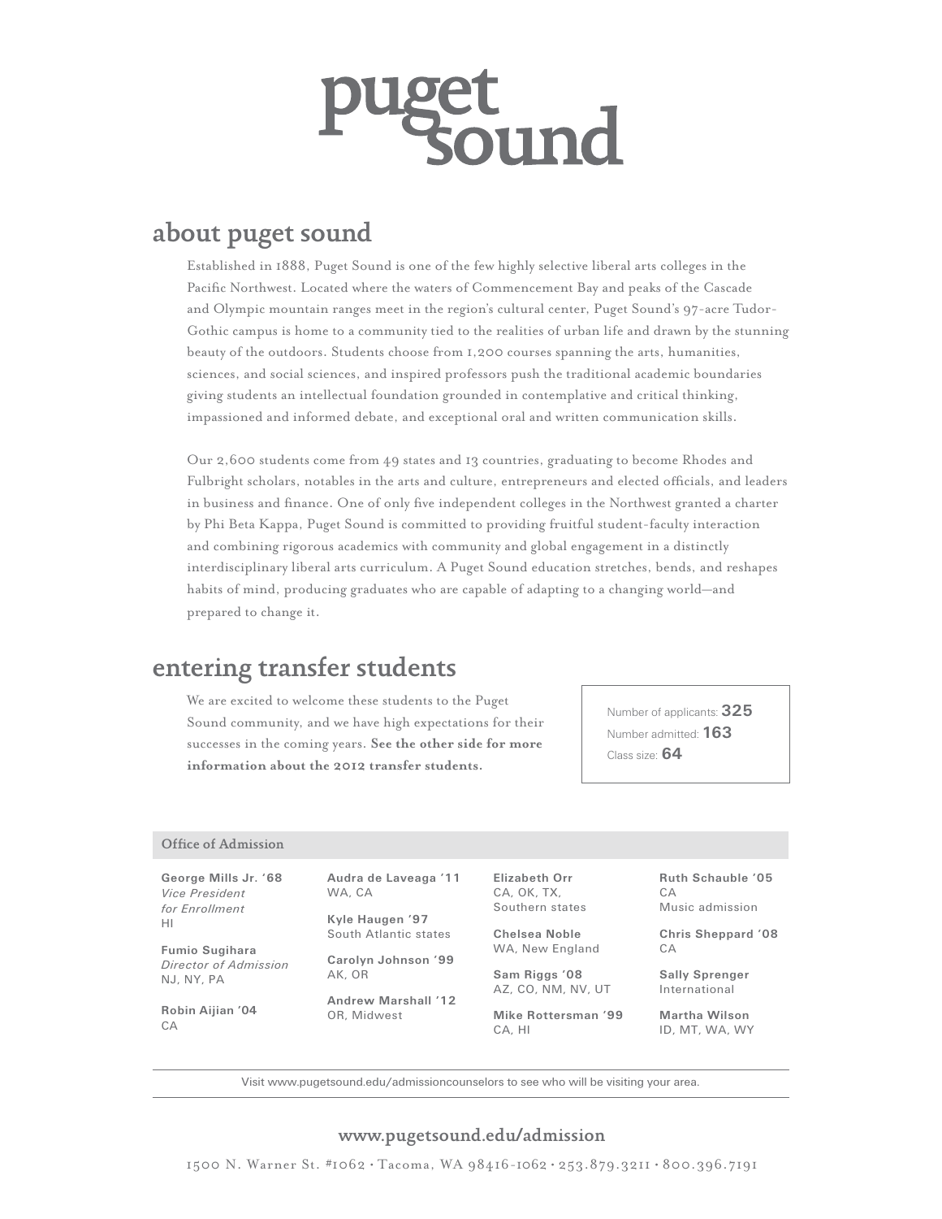# puget sound

## about puget sound

Established in 1888, Puget Sound is one of the few highly selective liberal arts colleges in the Pacific Northwest. Located where the waters of Commencement Bay and peaks of the Cascade and Olympic mountain ranges meet in the region's cultural center, Puget Sound's 97-acre Tudor-Gothic campus is home to a community tied to the realities of urban life and drawn by the stunning beauty of the outdoors. Students choose from 1,200 courses spanning the arts, humanities, sciences, and social sciences, and inspired professors push the traditional academic boundaries giving students an intellectual foundation grounded in contemplative and critical thinking, impassioned and informed debate, and exceptional oral and written communication skills.

Our 2,600 students come from 49 states and 13 countries, graduating to become Rhodes and Fulbright scholars, notables in the arts and culture, entrepreneurs and elected officials, and leaders in business and finance. One of only five independent colleges in the Northwest granted a charter by Phi Beta Kappa, Puget Sound is committed to providing fruitful student-faculty interaction and combining rigorous academics with community and global engagement in a distinctly interdisciplinary liberal arts curriculum. A Puget Sound education stretches, bends, and reshapes habits of mind, producing graduates who are capable of adapting to a changing world—and prepared to change it.

## entering transfer students

We are excited to welcome these students to the Puget Sound community, and we have high expectations for their successes in the coming years. **See the other side for more information about the 2012 transfer students.**

Number of applicants: **325**
Number admitted: **163**
Class size: **64**

### Office of Admission

**George Mills Jr. '68**
*Vice President for Enrollment*
HI

**Fumio Sugihara**
*Director of Admission*
NJ, NY, PA

**Robin Aijian '04**
CA

**Audra de Laveaga '11**
WA, CA

**Kyle Haugen '97**
South Atlantic states

**Carolyn Johnson '99**
AK, OR

**Andrew Marshall '12**
OR, Midwest

**Elizabeth Orr**
CA, OK, TX, Southern states

**Chelsea Noble**
WA, New England

**Sam Riggs '08**
AZ, CO, NM, NV, UT

**Mike Rottersman '99**
CA, HI

**Ruth Schauble '05**
CA
Music admission

**Chris Sheppard '08**
CA

**Sally Sprenger**
International

**Martha Wilson**
ID, MT, WA, WY

Visit www.pugetsound.edu/admissioncounselors to see who will be visiting your area.

**www.pugetsound.edu/admission**

1500 N. Warner St. #1062 • Tacoma, WA 98416-1062 • 253.879.3211 • 800.396.7191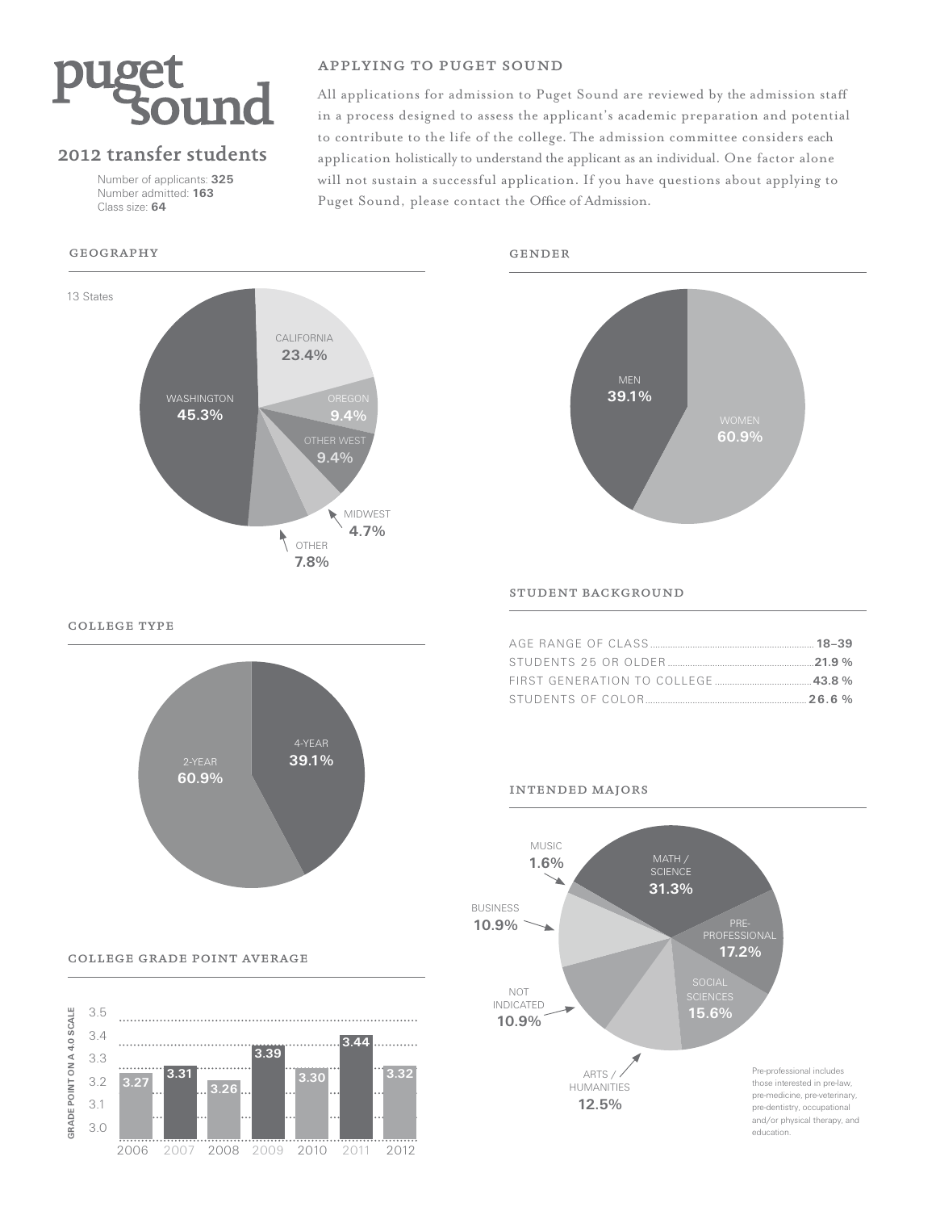# puget sound

## 2012 transfer students

Number of applicants: **325**
Number admitted: **163**
Class size: **64**

## APPLYING TO PUGET SOUND

All applications for admission to Puget Sound are reviewed by the admission staff in a process designed to assess the applicant's academic preparation and potential to contribute to the life of the college. The admission committee considers each application holistically to understand the applicant as an individual. One factor alone will not sustain a successful application. If you have questions about applying to Puget Sound, please contact the Office of Admission.

## GEOGRAPHY

13 States

WASHINGTON 45.3%
CALIFORNIA 23.4%
OREGON 9.4%
OTHER WEST 9.4%
MIDWEST 4.7%
OTHER 7.8%

## GENDER

MEN 39.1%
WOMEN 60.9%

## STUDENT BACKGROUND

| | |
|---|---|
| AGE RANGE OF CLASS | **18–39** |
| STUDENTS 25 OR OLDER | **21.9 %** |
| FIRST GENERATION TO COLLEGE | **43.8 %** |
| STUDENTS OF COLOR | **26.6 %** |

## COLLEGE TYPE

2-YEAR 60.9%
4-YEAR 39.1%

## INTENDED MAJORS

MATH / SCIENCE 31.3%
PRE-PROFESSIONAL 17.2%
SOCIAL SCIENCES 15.6%
ARTS / HUMANITIES 12.5%
NOT INDICATED 10.9%
BUSINESS 10.9%
MUSIC 1.6%

Pre-professional includes those interested in pre-law, pre-medicine, pre-veterinary, pre-dentistry, occupational and/or physical therapy, and education.

## COLLEGE GRADE POINT AVERAGE

GRADE POINT ON A 4.0 SCALE

3.5
3.4
3.3
3.2
3.1
3.0

3.27 3.31 3.26 3.39 3.30 3.44 3.32

2006 2007 2008 2009 2010 2011 2012